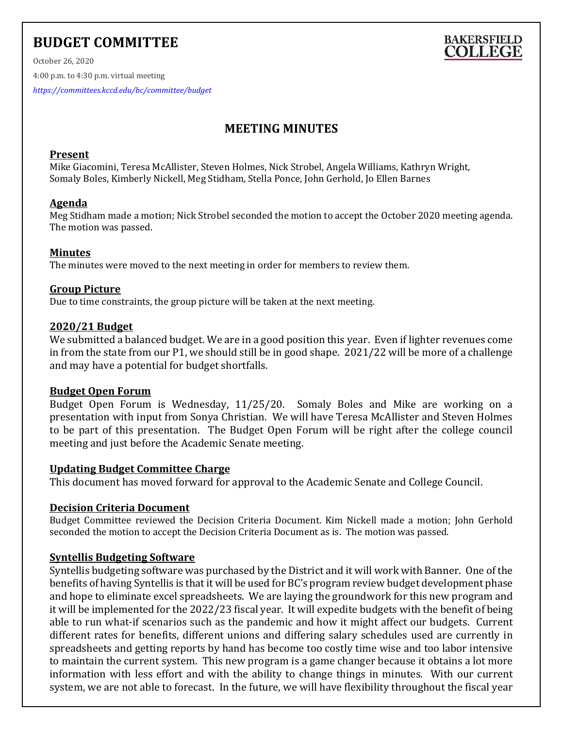# BUDGET COMMITTEE

October 26, 2020

4:00 p.m. to 4:30 p.m. virtual meeting

*https://committees.kccd.edu/bc/committee/budget*

## MEETING MINUTES

### Present

Mike Giacomini, Teresa McAllister, Steven Holmes, Nick Strobel, Angela Williams, Kathryn Wright, Somaly Boles, Kimberly Nickell, Meg Stidham, Stella Ponce, John Gerhold, Jo Ellen Barnes

### Agenda

Meg Stidham made a motion; Nick Strobel seconded the motion to accept the October 2020 meeting agenda. The motion was passed.

### Minutes

The minutes were moved to the next meeting in order for members to review them.

### Group Picture

Due to time constraints, the group picture will be taken at the next meeting.

### 2020/21 Budget

We submitted a balanced budget. We are in a good position this year. Even if lighter revenues come in from the state from our P1, we should still be in good shape. 2021/22 will be more of a challenge and may have a potential for budget shortfalls.

### Budget Open Forum

Budget Open Forum is Wednesday, 11/25/20. Somaly Boles and Mike are working on a presentation with input from Sonya Christian. We will have Teresa McAllister and Steven Holmes to be part of this presentation. The Budget Open Forum will be right after the college council meeting and just before the Academic Senate meeting.

### Updating Budget Committee Charge

This document has moved forward for approval to the Academic Senate and College Council.

### Decision Criteria Document

Budget Committee reviewed the Decision Criteria Document. Kim Nickell made a motion; John Gerhold seconded the motion to accept the Decision Criteria Document as is. The motion was passed.

### Syntellis Budgeting Software

Syntellis budgeting software was purchased by the District and it will work with Banner. One of the benefits of having Syntellis is that it will be used for BC's program review budget development phase and hope to eliminate excel spreadsheets. We are laying the groundwork for this new program and it will be implemented for the 2022/23 fiscal year. It will expedite budgets with the benefit of being able to run what-if scenarios such as the pandemic and how it might affect our budgets. Current different rates for benefits, different unions and differing salary schedules used are currently in spreadsheets and getting reports by hand has become too costly time wise and too labor intensive to maintain the current system. This new program is a game changer because it obtains a lot more information with less effort and with the ability to change things in minutes. With our current system, we are not able to forecast. In the future, we will have flexibility throughout the fiscal year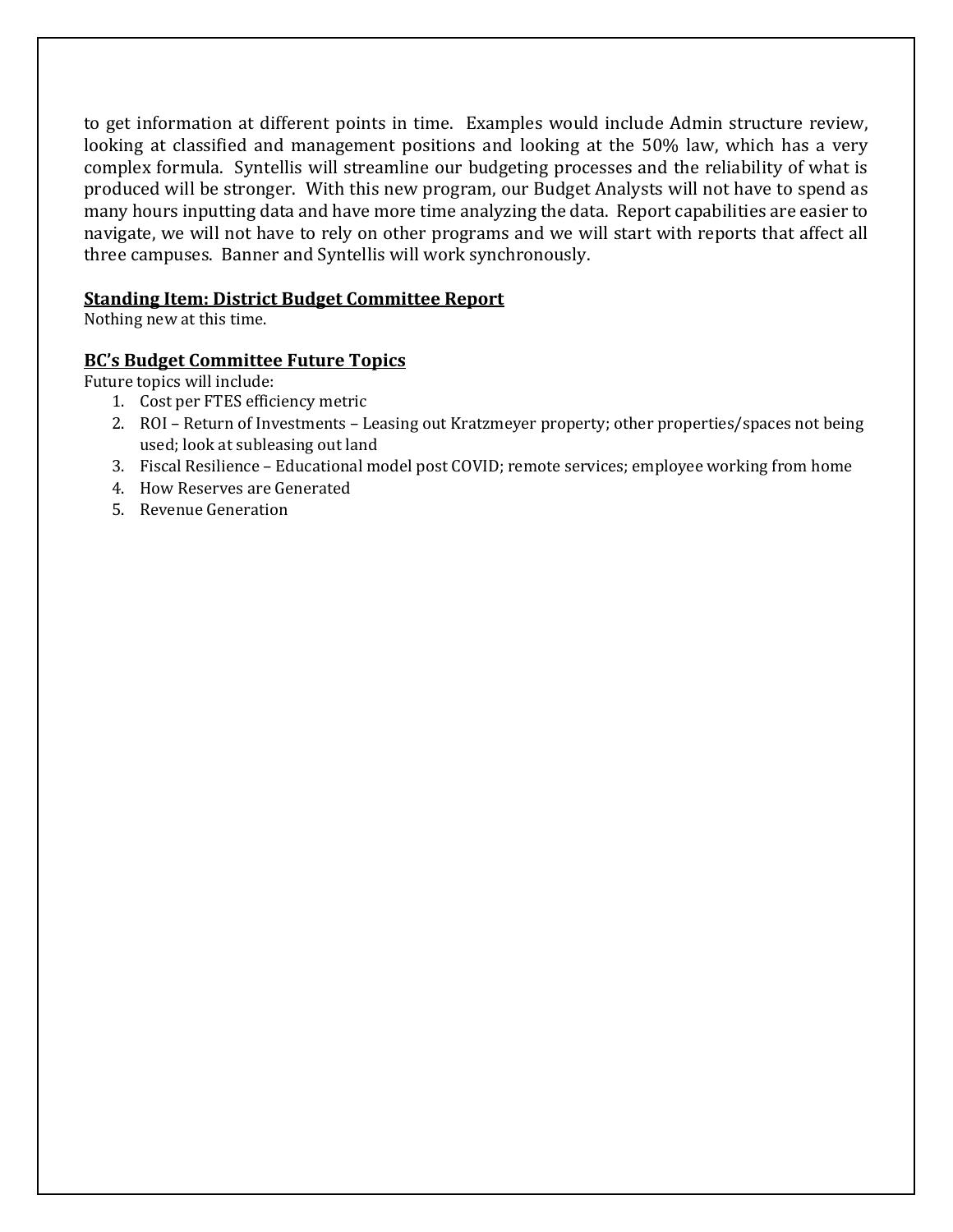to get information at different points in time. Examples would include Admin structure review, looking at classified and management positions and looking at the 50% law, which has a very complex formula. Syntellis will streamline our budgeting processes and the reliability of what is produced will be stronger. With this new program, our Budget Analysts will not have to spend as many hours inputting data and have more time analyzing the data. Report capabilities are easier to navigate, we will not have to rely on other programs and we will start with reports that affect all three campuses. Banner and Syntellis will work synchronously.

**Standing Item: District Budget Committee Report**

Nothing new at this time.

**BC's Budget Committee Future Topics**

Future topics will include:

1. Cost per FTES efficiency metric
2. ROI – Return of Investments – Leasing out Kratzmeyer property; other properties/spaces not being used; look at subleasing out land
3. Fiscal Resilience – Educational model post COVID; remote services; employee working from home
4. How Reserves are Generated
5. Revenue Generation